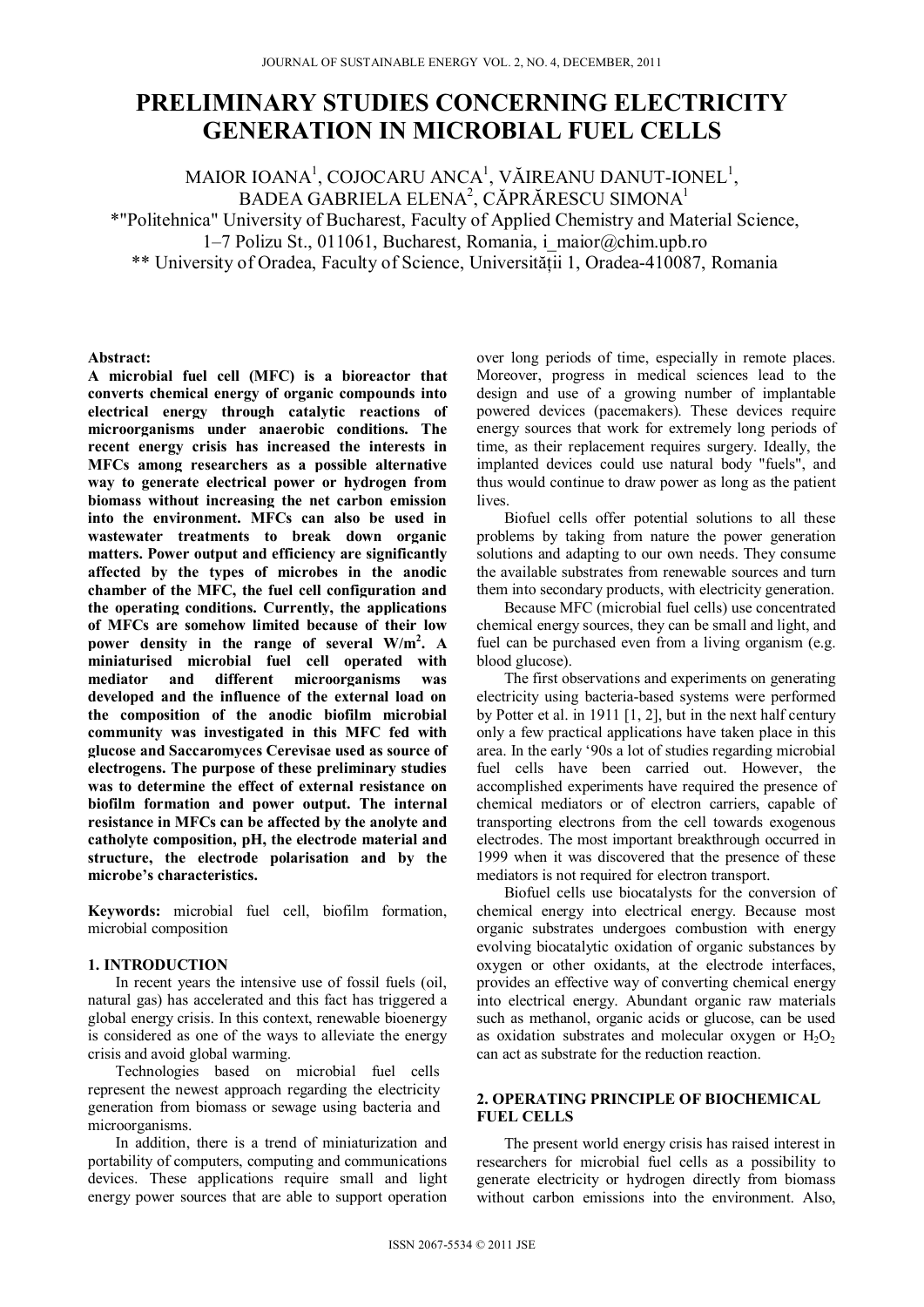# PRELIMINARY STUDIES CONCERNING ELECTRICITY GENERATION IN MICROBIAL FUEL CELLS

MAIOR IOANA[1], COJOCARU ANCA[1], VĂIREANU DANUT-IONEL[1], BADEA GABRIELA ELENA[2], CĂPRĂRESCU SIMONA[1]

*"Politehnica" University of Bucharest, Faculty of Applied Chemistry and Material Science, 1–7 Polizu St., 011061, Bucharest, Romania, i_maior@chim.upb.ro

** University of Oradea, Faculty of Science, Universității 1, Oradea-410087, Romania

**Abstract:**

**A microbial fuel cell (MFC) is a bioreactor that converts chemical energy of organic compounds into electrical energy through catalytic reactions of microorganisms under anaerobic conditions. The recent energy crisis has increased the interests in MFCs among researchers as a possible alternative way to generate electrical power or hydrogen from biomass without increasing the net carbon emission into the environment. MFCs can also be used in wastewater treatments to break down organic matters. Power output and efficiency are significantly affected by the types of microbes in the anodic chamber of the MFC, the fuel cell configuration and the operating conditions. Currently, the applications of MFCs are somehow limited because of their low power density in the range of several $W/m^2$. A miniaturised microbial fuel cell operated with mediator and different microorganisms was developed and the influence of the external load on the composition of the anodic biofilm microbial community was investigated in this MFC fed with glucose and Saccaromyces Cerevisae used as source of electrogens. The purpose of these preliminary studies was to determine the effect of external resistance on biofilm formation and power output. The internal resistance in MFCs can be affected by the anolyte and catholyte composition, pH, the electrode material and structure, the electrode polarisation and by the microbe's characteristics.**

**Keywords:** microbial fuel cell, biofilm formation, microbial composition

## 1. INTRODUCTION

In recent years the intensive use of fossil fuels (oil, natural gas) has accelerated and this fact has triggered a global energy crisis. In this context, renewable bioenergy is considered as one of the ways to alleviate the energy crisis and avoid global warming.

Technologies based on microbial fuel cells represent the newest approach regarding the electricity generation from biomass or sewage using bacteria and microorganisms.

In addition, there is a trend of miniaturization and portability of computers, computing and communications devices. These applications require small and light energy power sources that are able to support operation over long periods of time, especially in remote places. Moreover, progress in medical sciences lead to the design and use of a growing number of implantable powered devices (pacemakers). These devices require energy sources that work for extremely long periods of time, as their replacement requires surgery. Ideally, the implanted devices could use natural body "fuels", and thus would continue to draw power as long as the patient lives.

Biofuel cells offer potential solutions to all these problems by taking from nature the power generation solutions and adapting to our own needs. They consume the available substrates from renewable sources and turn them into secondary products, with electricity generation.

Because MFC (microbial fuel cells) use concentrated chemical energy sources, they can be small and light, and fuel can be purchased even from a living organism (e.g. blood glucose).

The first observations and experiments on generating electricity using bacteria-based systems were performed by Potter et al. in 1911 [1, 2], but in the next half century only a few practical applications have taken place in this area. In the early '90s a lot of studies regarding microbial fuel cells have been carried out. However, the accomplished experiments have required the presence of chemical mediators or of electron carriers, capable of transporting electrons from the cell towards exogenous electrodes. The most important breakthrough occurred in 1999 when it was discovered that the presence of these mediators is not required for electron transport.

Biofuel cells use biocatalysts for the conversion of chemical energy into electrical energy. Because most organic substrates undergoes combustion with energy evolving biocatalytic oxidation of organic substances by oxygen or other oxidants, at the electrode interfaces, provides an effective way of converting chemical energy into electrical energy. Abundant organic raw materials such as methanol, organic acids or glucose, can be used as oxidation substrates and molecular oxygen or $H_2O_2$ can act as substrate for the reduction reaction.

## 2. OPERATING PRINCIPLE OF BIOCHEMICAL FUEL CELLS

The present world energy crisis has raised interest in researchers for microbial fuel cells as a possibility to generate electricity or hydrogen directly from biomass without carbon emissions into the environment. Also,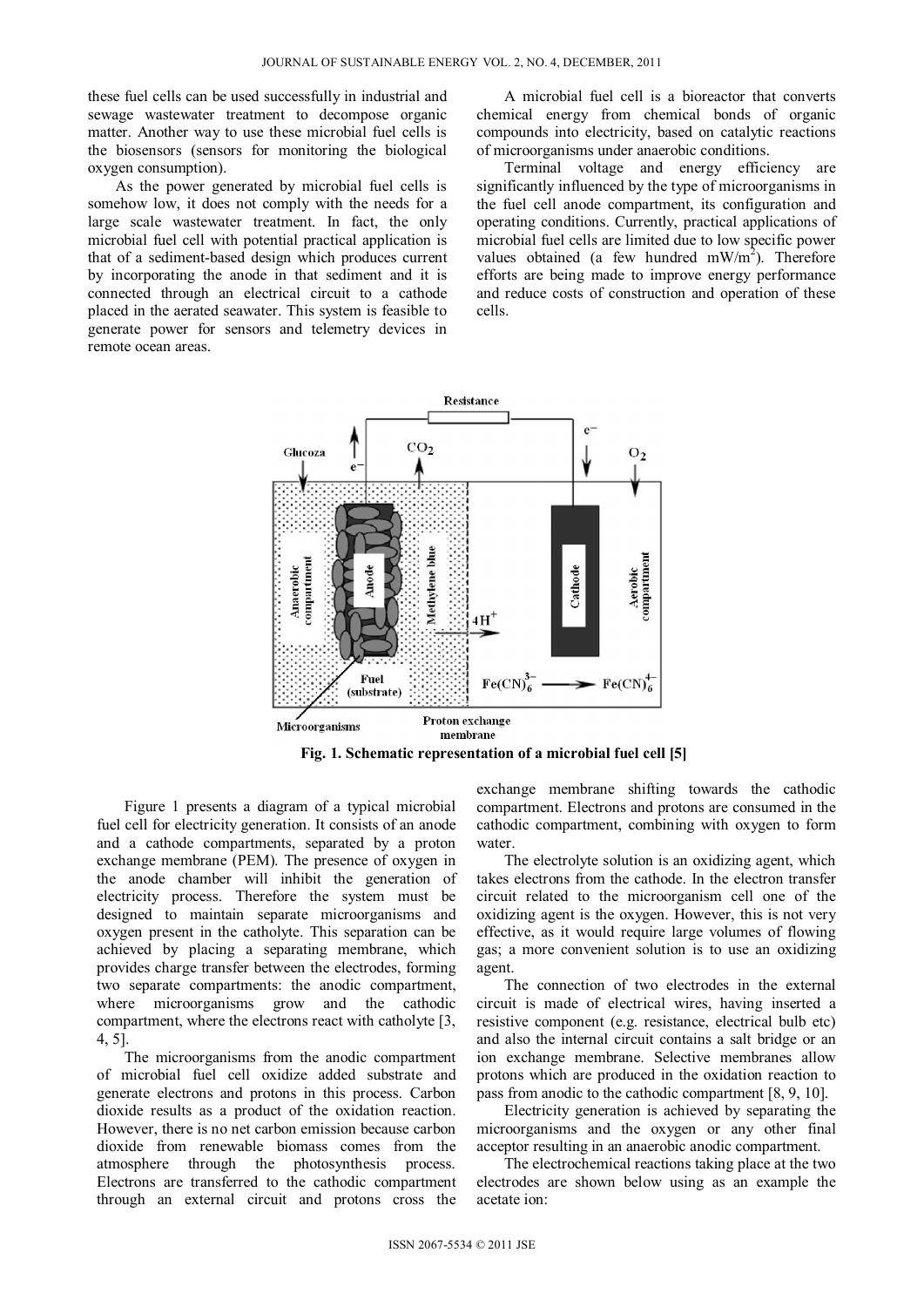these fuel cells can be used successfully in industrial and sewage wastewater treatment to decompose organic matter. Another way to use these microbial fuel cells is the biosensors (sensors for monitoring the biological oxygen consumption).

As the power generated by microbial fuel cells is somehow low, it does not comply with the needs for a large scale wastewater treatment. In fact, the only microbial fuel cell with potential practical application is that of a sediment-based design which produces current by incorporating the anode in that sediment and it is connected through an electrical circuit to a cathode placed in the aerated seawater. This system is feasible to generate power for sensors and telemetry devices in remote ocean areas.

A microbial fuel cell is a bioreactor that converts chemical energy from chemical bonds of organic compounds into electricity, based on catalytic reactions of microorganisms under anaerobic conditions.

Terminal voltage and energy efficiency are significantly influenced by the type of microorganisms in the fuel cell anode compartment, its configuration and operating conditions. Currently, practical applications of microbial fuel cells are limited due to low specific power values obtained (a few hundred $mW/m^2$). Therefore efforts are being made to improve energy performance and reduce costs of construction and operation of these cells.

**Fig. 1. Schematic representation of a microbial fuel cell [5]**

Figure 1 presents a diagram of a typical microbial fuel cell for electricity generation. It consists of an anode and a cathode compartments, separated by a proton exchange membrane (PEM). The presence of oxygen in the anode chamber will inhibit the generation of electricity process. Therefore the system must be designed to maintain separate microorganisms and oxygen present in the catholyte. This separation can be achieved by placing a separating membrane, which provides charge transfer between the electrodes, forming two separate compartments: the anodic compartment, where microorganisms grow and the cathodic compartment, where the electrons react with catholyte [3, 4, 5].

The microorganisms from the anodic compartment of microbial fuel cell oxidize added substrate and generate electrons and protons in this process. Carbon dioxide results as a product of the oxidation reaction. However, there is no net carbon emission because carbon dioxide from renewable biomass comes from the atmosphere through the photosynthesis process. Electrons are transferred to the cathodic compartment through an external circuit and protons cross the exchange membrane shifting towards the cathodic compartment. Electrons and protons are consumed in the cathodic compartment, combining with oxygen to form water.

The electrolyte solution is an oxidizing agent, which takes electrons from the cathode. In the electron transfer circuit related to the microorganism cell one of the oxidizing agent is the oxygen. However, this is not very effective, as it would require large volumes of flowing gas; a more convenient solution is to use an oxidizing agent.

The connection of two electrodes in the external circuit is made of electrical wires, having inserted a resistive component (e.g. resistance, electrical bulb etc) and also the internal circuit contains a salt bridge or an ion exchange membrane. Selective membranes allow protons which are produced in the oxidation reaction to pass from anodic to the cathodic compartment [8, 9, 10].

Electricity generation is achieved by separating the microorganisms and the oxygen or any other final acceptor resulting in an anaerobic anodic compartment.

The electrochemical reactions taking place at the two electrodes are shown below using as an example the acetate ion: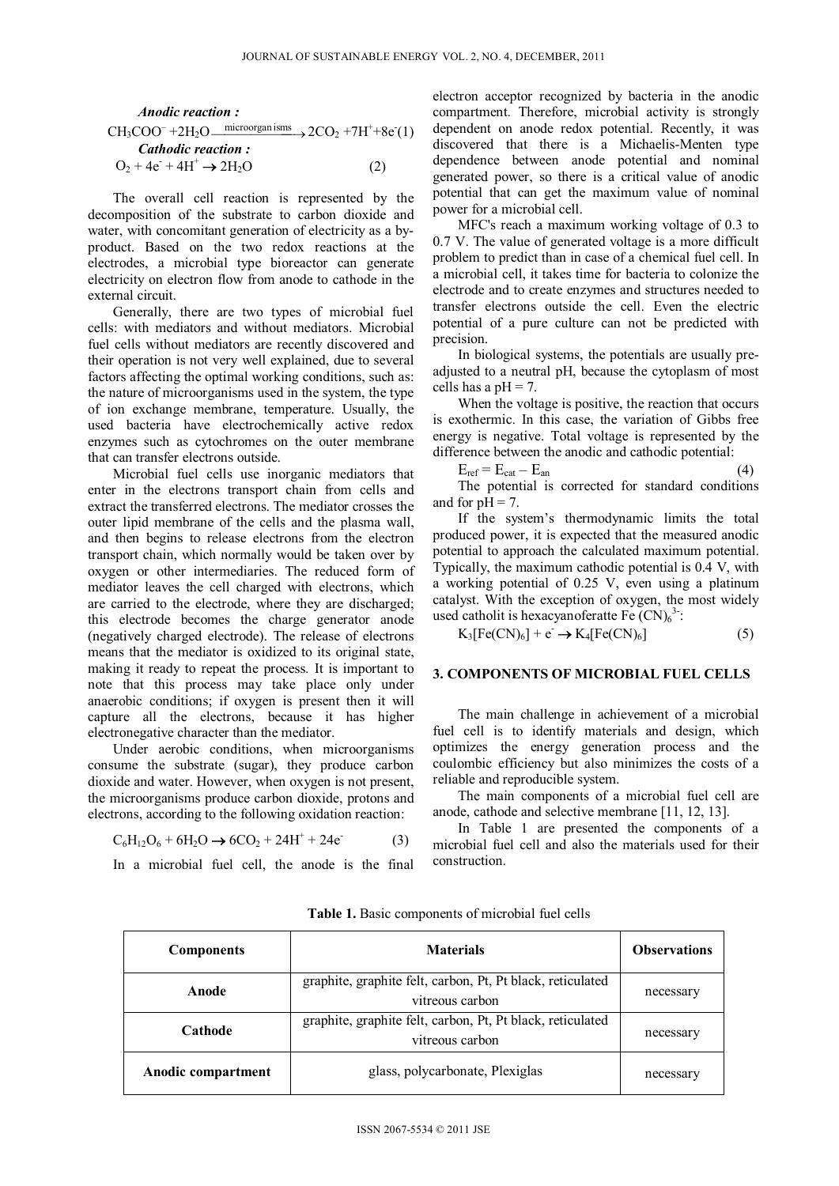***Anodic reaction :***

$$CH_3COO^- + 2H_2O \xrightarrow{\text{microorganisms}} 2CO_2 + 7H^+ + 8e^- \quad (1)$$

***Cathodic reaction :***

$$O_2 + 4e^- + 4H^+ \rightarrow 2H_2O \quad (2)$$

The overall cell reaction is represented by the decomposition of the substrate to carbon dioxide and water, with concomitant generation of electricity as a by-product. Based on the two redox reactions at the electrodes, a microbial type bioreactor can generate electricity on electron flow from anode to cathode in the external circuit.

Generally, there are two types of microbial fuel cells: with mediators and without mediators. Microbial fuel cells without mediators are recently discovered and their operation is not very well explained, due to several factors affecting the optimal working conditions, such as: the nature of microorganisms used in the system, the type of ion exchange membrane, temperature. Usually, the used bacteria have electrochemically active redox enzymes such as cytochromes on the outer membrane that can transfer electrons outside.

Microbial fuel cells use inorganic mediators that enter in the electrons transport chain from cells and extract the transferred electrons. The mediator crosses the outer lipid membrane of the cells and the plasma wall, and then begins to release electrons from the electron transport chain, which normally would be taken over by oxygen or other intermediaries. The reduced form of mediator leaves the cell charged with electrons, which are carried to the electrode, where they are discharged; this electrode becomes the charge generator anode (negatively charged electrode). The release of electrons means that the mediator is oxidized to its original state, making it ready to repeat the process. It is important to note that this process may take place only under anaerobic conditions; if oxygen is present then it will capture all the electrons, because it has higher electronegative character than the mediator.

Under aerobic conditions, when microorganisms consume the substrate (sugar), they produce carbon dioxide and water. However, when oxygen is not present, the microorganisms produce carbon dioxide, protons and electrons, according to the following oxidation reaction:

$$C_6H_{12}O_6 + 6H_2O \rightarrow 6CO_2 + 24H^+ + 24e^- \quad (3)$$

In a microbial fuel cell, the anode is the final electron acceptor recognized by bacteria in the anodic compartment. Therefore, microbial activity is strongly dependent on anode redox potential. Recently, it was discovered that there is a Michaelis-Menten type dependence between anode potential and nominal generated power, so there is a critical value of anodic potential that can get the maximum value of nominal power for a microbial cell.

MFC's reach a maximum working voltage of 0.3 to 0.7 V. The value of generated voltage is a more difficult problem to predict than in case of a chemical fuel cell. In a microbial cell, it takes time for bacteria to colonize the electrode and to create enzymes and structures needed to transfer electrons outside the cell. Even the electric potential of a pure culture can not be predicted with precision.

In biological systems, the potentials are usually pre-adjusted to a neutral pH, because the cytoplasm of most cells has a pH = 7.

When the voltage is positive, the reaction that occurs is exothermic. In this case, the variation of Gibbs free energy is negative. Total voltage is represented by the difference between the anodic and cathodic potential:

$$E_{ref} = E_{cat} - E_{an} \quad (4)$$

The potential is corrected for standard conditions and for pH = 7.

If the system's thermodynamic limits the total produced power, it is expected that the measured anodic potential to approach the calculated maximum potential. Typically, the maximum cathodic potential is 0.4 V, with a working potential of 0.25 V, even using a platinum catalyst. With the exception of oxygen, the most widely used catholit is hexacyanoferatte $Fe(CN)_6^{3-}$:

$$K_3[Fe(CN)_6] + e^- \rightarrow K_4[Fe(CN)_6] \quad (5)$$

## 3. COMPONENTS OF MICROBIAL FUEL CELLS

The main challenge in achievement of a microbial fuel cell is to identify materials and design, which optimizes the energy generation process and the coulombic efficiency but also minimizes the costs of a reliable and reproducible system.

The main components of a microbial fuel cell are anode, cathode and selective membrane [11, 12, 13].

In Table 1 are presented the components of a microbial fuel cell and also the materials used for their construction.

**Table 1.** Basic components of microbial fuel cells

| Components | Materials | Observations |
|---|---|---|
| **Anode** | graphite, graphite felt, carbon, Pt, Pt black, reticulated vitreous carbon | necessary |
| **Cathode** | graphite, graphite felt, carbon, Pt, Pt black, reticulated vitreous carbon | necessary |
| **Anodic compartment** | glass, polycarbonate, Plexiglas | necessary |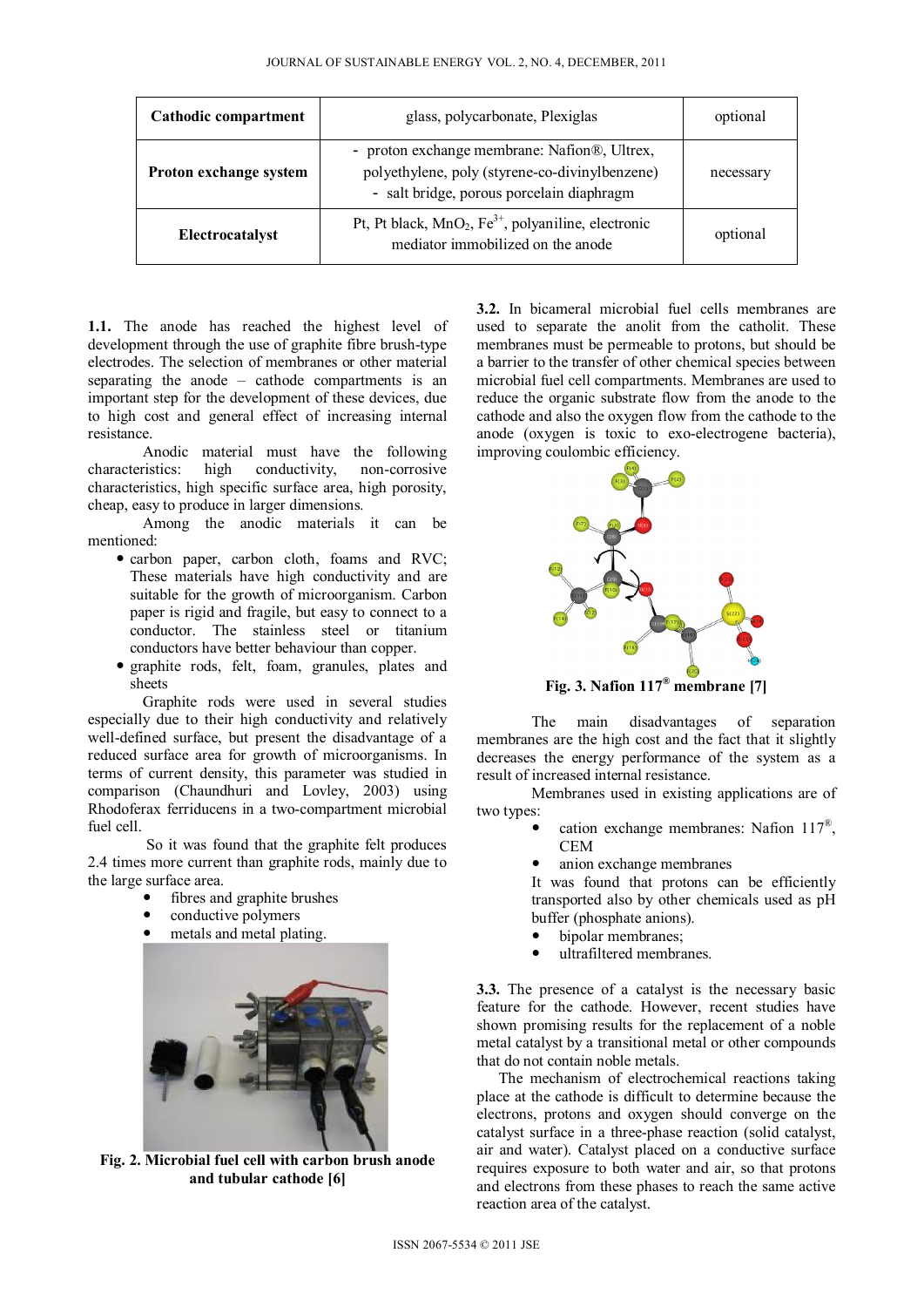| Cathodic compartment | glass, polycarbonate, Plexiglas | optional |
|---|---|---|
| Proton exchange system | - proton exchange membrane: Nafion®, Ultrex, polyethylene, poly (styrene-co-divinylbenzene)<br>- salt bridge, porous porcelain diaphragm | necessary |
| Electrocatalyst | Pt, Pt black, $MnO_2$, $Fe^{3+}$, polyaniline, electronic mediator immobilized on the anode | optional |

**1.1.** The anode has reached the highest level of development through the use of graphite fibre brush-type electrodes. The selection of membranes or other material separating the anode – cathode compartments is an important step for the development of these devices, due to high cost and general effect of increasing internal resistance.

Anodic material must have the following characteristics: high conductivity, non-corrosive characteristics, high specific surface area, high porosity, cheap, easy to produce in larger dimensions.

Among the anodic materials it can be mentioned:

- carbon paper, carbon cloth, foams and RVC; These materials have high conductivity and are suitable for the growth of microorganism. Carbon paper is rigid and fragile, but easy to connect to a conductor. The stainless steel or titanium conductors have better behaviour than copper.
- graphite rods, felt, foam, granules, plates and sheets

Graphite rods were used in several studies especially due to their high conductivity and relatively well-defined surface, but present the disadvantage of a reduced surface area for growth of microorganisms. In terms of current density, this parameter was studied in comparison (Chaundhuri and Lovley, 2003) using Rhodoferax ferriducens in a two-compartment microbial fuel cell.

So it was found that the graphite felt produces 2.4 times more current than graphite rods, mainly due to the large surface area.

- fibres and graphite brushes
- conductive polymers
- metals and metal plating.

**Fig. 2. Microbial fuel cell with carbon brush anode and tubular cathode [6]**

**3.2.** In bicameral microbial fuel cells membranes are used to separate the anolit from the catholit. These membranes must be permeable to protons, but should be a barrier to the transfer of other chemical species between microbial fuel cell compartments. Membranes are used to reduce the organic substrate flow from the anode to the cathode and also the oxygen flow from the cathode to the anode (oxygen is toxic to exo-electrogene bacteria), improving coulombic efficiency.

**Fig. 3. Nafion 117® membrane [7]**

The main disadvantages of separation membranes are the high cost and the fact that it slightly decreases the energy performance of the system as a result of increased internal resistance.

Membranes used in existing applications are of two types:

- cation exchange membranes: Nafion 117®, CEM
- anion exchange membranes

It was found that protons can be efficiently transported also by other chemicals used as pH buffer (phosphate anions).

- bipolar membranes;
- ultrafiltered membranes.

**3.3.** The presence of a catalyst is the necessary basic feature for the cathode. However, recent studies have shown promising results for the replacement of a noble metal catalyst by a transitional metal or other compounds that do not contain noble metals.

The mechanism of electrochemical reactions taking place at the cathode is difficult to determine because the electrons, protons and oxygen should converge on the catalyst surface in a three-phase reaction (solid catalyst, air and water). Catalyst placed on a conductive surface requires exposure to both water and air, so that protons and electrons from these phases to reach the same active reaction area of the catalyst.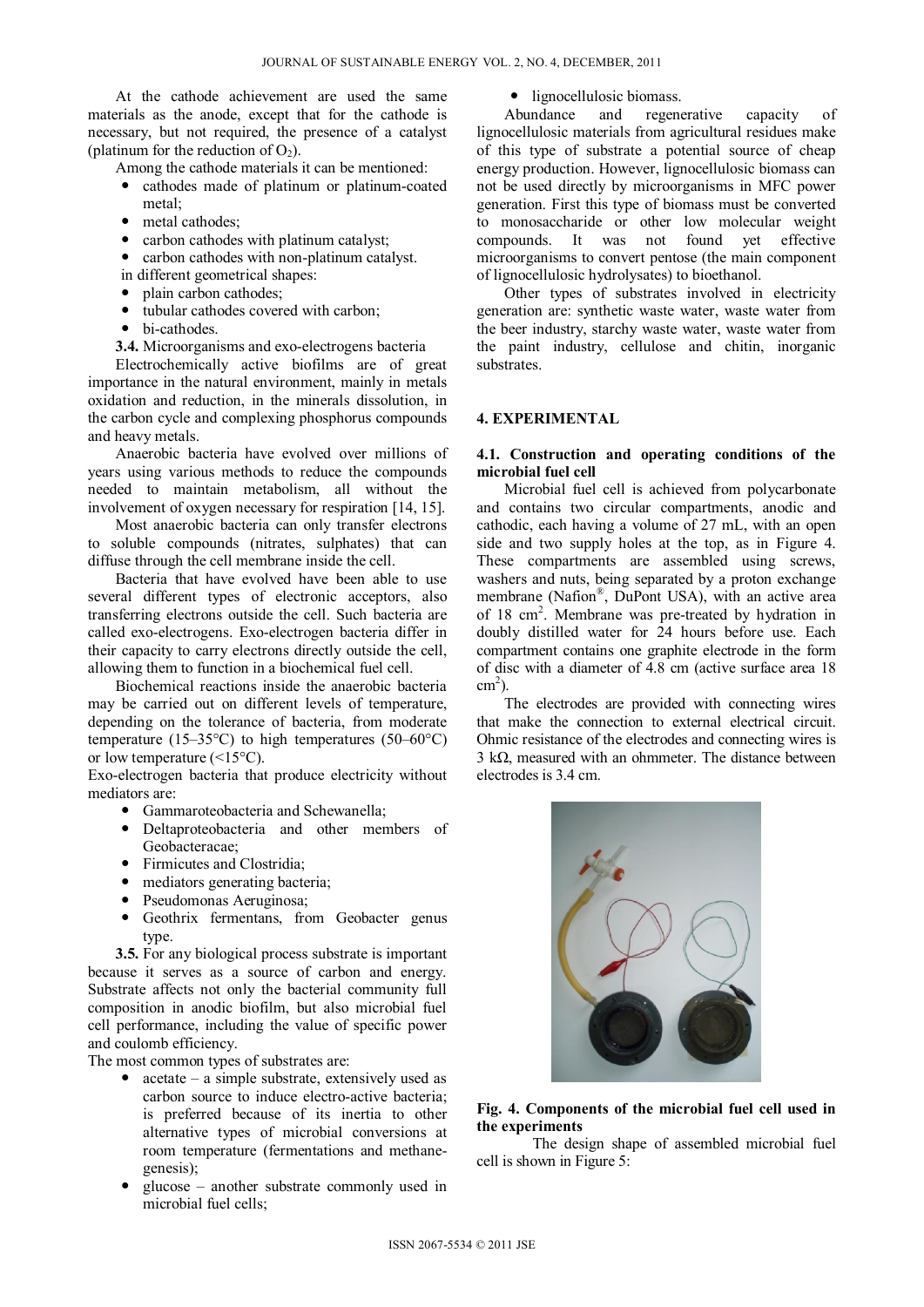At the cathode achievement are used the same materials as the anode, except that for the cathode is necessary, but not required, the presence of a catalyst (platinum for the reduction of $O_2$).

Among the cathode materials it can be mentioned:

- cathodes made of platinum or platinum-coated metal;
- metal cathodes;
- carbon cathodes with platinum catalyst;
- carbon cathodes with non-platinum catalyst.

in different geometrical shapes:

- plain carbon cathodes;
- tubular cathodes covered with carbon;
- bi-cathodes.

**3.4.** Microorganisms and exo-electrogens bacteria

Electrochemically active biofilms are of great importance in the natural environment, mainly in metals oxidation and reduction, in the minerals dissolution, in the carbon cycle and complexing phosphorus compounds and heavy metals.

Anaerobic bacteria have evolved over millions of years using various methods to reduce the compounds needed to maintain metabolism, all without the involvement of oxygen necessary for respiration [14, 15].

Most anaerobic bacteria can only transfer electrons to soluble compounds (nitrates, sulphates) that can diffuse through the cell membrane inside the cell.

Bacteria that have evolved have been able to use several different types of electronic acceptors, also transferring electrons outside the cell. Such bacteria are called exo-electrogens. Exo-electrogen bacteria differ in their capacity to carry electrons directly outside the cell, allowing them to function in a biochemical fuel cell.

Biochemical reactions inside the anaerobic bacteria may be carried out on different levels of temperature, depending on the tolerance of bacteria, from moderate temperature (15–35°C) to high temperatures (50–60°C) or low temperature (<15°C).

Exo-electrogen bacteria that produce electricity without mediators are:

- Gammaroteobacteria and Schewanella;
- Deltaproteobacteria and other members of Geobacteracae;
- Firmicutes and Clostridia;
- mediators generating bacteria;
- Pseudomonas Aeruginosa;
- Geothrix fermentans, from Geobacter genus type.

**3.5.** For any biological process substrate is important because it serves as a source of carbon and energy. Substrate affects not only the bacterial community full composition in anodic biofilm, but also microbial fuel cell performance, including the value of specific power and coulomb efficiency.

The most common types of substrates are:

- acetate – a simple substrate, extensively used as carbon source to induce electro-active bacteria; is preferred because of its inertia to other alternative types of microbial conversions at room temperature (fermentations and methane-genesis);
- glucose – another substrate commonly used in microbial fuel cells;
- lignocellulosic biomass.

Abundance and regenerative capacity of lignocellulosic materials from agricultural residues make of this type of substrate a potential source of cheap energy production. However, lignocellulosic biomass can not be used directly by microorganisms in MFC power generation. First this type of biomass must be converted to monosaccharide or other low molecular weight compounds. It was not found yet effective microorganisms to convert pentose (the main component of lignocellulosic hydrolysates) to bioethanol.

Other types of substrates involved in electricity generation are: synthetic waste water, waste water from the beer industry, starchy waste water, waste water from the paint industry, cellulose and chitin, inorganic substrates.

## 4. EXPERIMENTAL

### 4.1. Construction and operating conditions of the microbial fuel cell

Microbial fuel cell is achieved from polycarbonate and contains two circular compartments, anodic and cathodic, each having a volume of 27 mL, with an open side and two supply holes at the top, as in Figure 4. These compartments are assembled using screws, washers and nuts, being separated by a proton exchange membrane (Nafion®, DuPont USA), with an active area of 18 $cm^2$. Membrane was pre-treated by hydration in doubly distilled water for 24 hours before use. Each compartment contains one graphite electrode in the form of disc with a diameter of 4.8 cm (active surface area 18 $cm^2$).

The electrodes are provided with connecting wires that make the connection to external electrical circuit. Ohmic resistance of the electrodes and connecting wires is 3 kΩ, measured with an ohmmeter. The distance between electrodes is 3.4 cm.

**Fig. 4. Components of the microbial fuel cell used in the experiments**

The design shape of assembled microbial fuel cell is shown in Figure 5: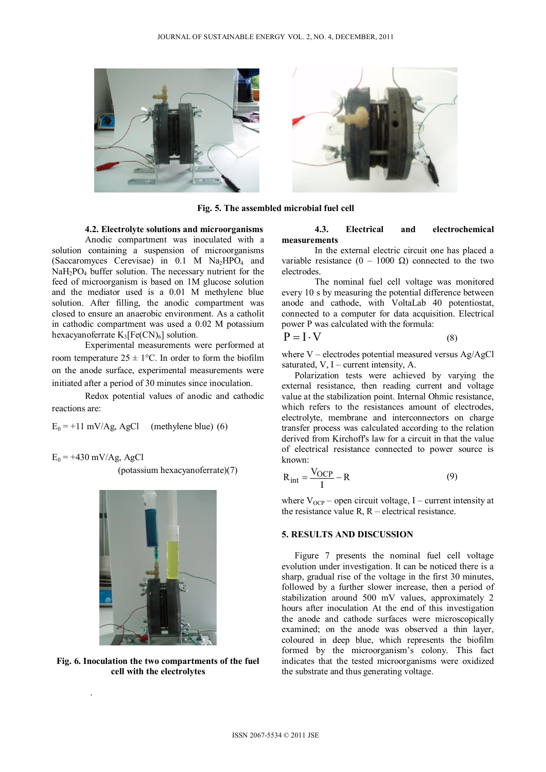Fig. 5. The assembled microbial fuel cell

### 4.2. Electrolyte solutions and microorganisms

Anodic compartment was inoculated with a solution containing a suspension of microorganisms (Saccaromyces Cerevisae) in 0.1 M $Na_2HPO_4$ and $NaH_2PO_4$ buffer solution. The necessary nutrient for the feed of microorganism is based on 1M glucose solution and the mediator used is a 0.01 M methylene blue solution. After filling, the anodic compartment was closed to ensure an anaerobic environment. As a catholit in cathodic compartment was used a 0.02 M potassium hexacyanoferrate $K_3[Fe(CN)_6]$ solution.

Experimental measurements were performed at room temperature 25 ± 1°C. In order to form the biofilm on the anode surface, experimental measurements were initiated after a period of 30 minutes since inoculation.

Redox potential values of anodic and cathodic reactions are:

$E_0$ = +11 mV/Ag, AgCl (methylene blue) (6)

$E_0$ = +430 mV/Ag, AgCl (potassium hexacyanoferrate)(7)

Fig. 6. Inoculation the two compartments of the fuel cell with the electrolytes

### 4.3. Electrical and electrochemical measurements

In the external electric circuit one has placed a variable resistance (0 – 1000 Ω) connected to the two electrodes.

The nominal fuel cell voltage was monitored every 10 s by measuring the potential difference between anode and cathode, with VoltaLab 40 potentiostat, connected to a computer for data acquisition. Electrical power P was calculated with the formula:

$$P = I \cdot V \tag{8}$$

where V – electrodes potential measured versus Ag/AgCl saturated, V, I – current intensity, A.

Polarization tests were achieved by varying the external resistance, then reading current and voltage value at the stabilization point. Internal Ohmic resistance, which refers to the resistances amount of electrodes, electrolyte, membrane and interconnectors on charge transfer process was calculated according to the relation derived from Kirchoff's law for a circuit in that the value of electrical resistance connected to power source is known:

$$R_{int} = \frac{V_{OCP}}{I} - R \tag{9}$$

where $V_{OCP}$ – open circuit voltage, I – current intensity at the resistance value R, R – electrical resistance.

## 5. RESULTS AND DISCUSSION

Figure 7 presents the nominal fuel cell voltage evolution under investigation. It can be noticed there is a sharp, gradual rise of the voltage in the first 30 minutes, followed by a further slower increase, then a period of stabilization around 500 mV values, approximately 2 hours after inoculation At the end of this investigation the anode and cathode surfaces were microscopically examined; on the anode was observed a thin layer, coloured in deep blue, which represents the biofilm formed by the microorganism's colony. This fact indicates that the tested microorganisms were oxidized the substrate and thus generating voltage.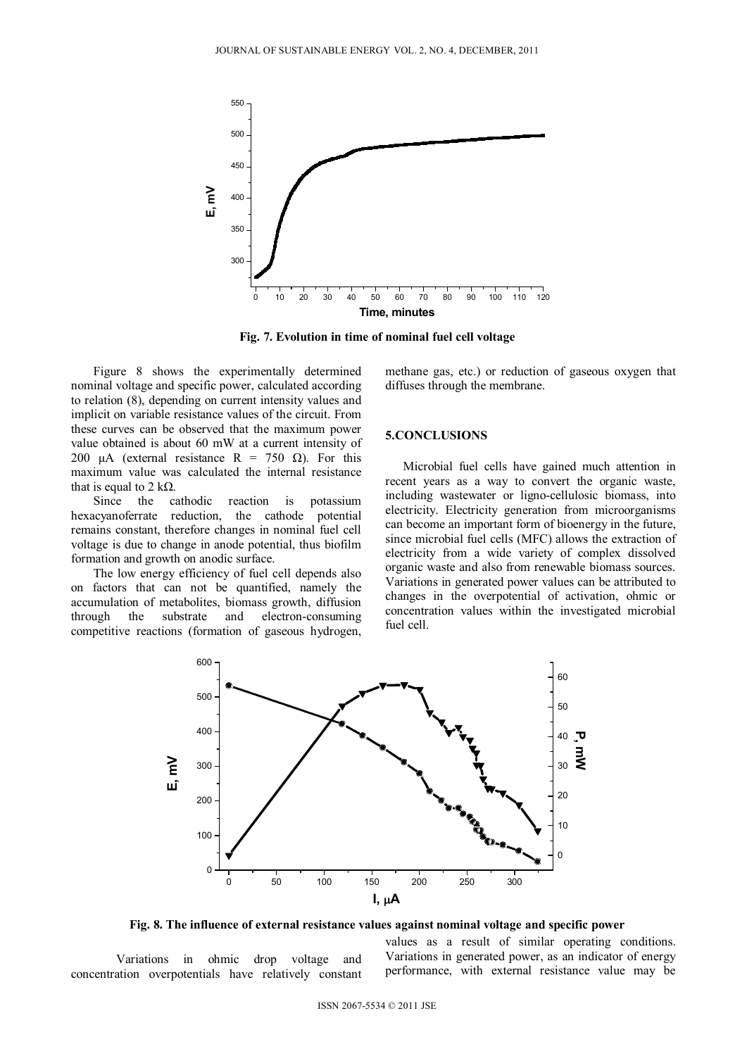Fig. 7. Evolution in time of nominal fuel cell voltage

Figure 8 shows the experimentally determined nominal voltage and specific power, calculated according to relation (8), depending on current intensity values and implicit on variable resistance values of the circuit. From these curves can be observed that the maximum power value obtained is about 60 mW at a current intensity of 200 μA (external resistance R = 750 Ω). For this maximum value was calculated the internal resistance that is equal to 2 kΩ.

Since the cathodic reaction is potassium hexacyanoferrate reduction, the cathode potential remains constant, therefore changes in nominal fuel cell voltage is due to change in anode potential, thus biofilm formation and growth on anodic surface.

The low energy efficiency of fuel cell depends also on factors that can not be quantified, namely the accumulation of metabolites, biomass growth, diffusion through the substrate and electron-consuming competitive reactions (formation of gaseous hydrogen, methane gas, etc.) or reduction of gaseous oxygen that diffuses through the membrane.

## 5.CONCLUSIONS

Microbial fuel cells have gained much attention in recent years as a way to convert the organic waste, including wastewater or ligno-cellulosic biomass, into electricity. Electricity generation from microorganisms can become an important form of bioenergy in the future, since microbial fuel cells (MFC) allows the extraction of electricity from a wide variety of complex dissolved organic waste and also from renewable biomass sources. Variations in generated power values can be attributed to changes in the overpotential of activation, ohmic or concentration values within the investigated microbial fuel cell.

Fig. 8. The influence of external resistance values against nominal voltage and specific power

Variations in ohmic drop voltage and concentration overpotentials have relatively constant values as a result of similar operating conditions. Variations in generated power, as an indicator of energy performance, with external resistance value may be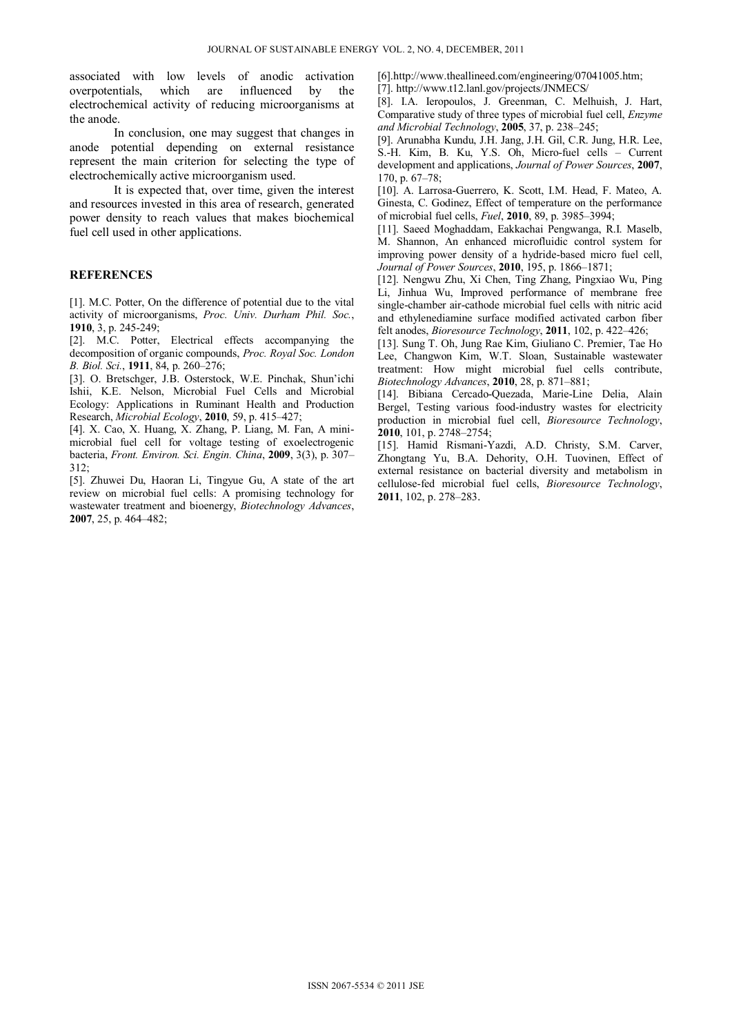associated with low levels of anodic activation overpotentials, which are influenced by the electrochemical activity of reducing microorganisms at the anode.

In conclusion, one may suggest that changes in anode potential depending on external resistance represent the main criterion for selecting the type of electrochemically active microorganism used.

It is expected that, over time, given the interest and resources invested in this area of research, generated power density to reach values that makes biochemical fuel cell used in other applications.

## REFERENCES

[1]. M.C. Potter, On the difference of potential due to the vital activity of microorganisms, *Proc. Univ. Durham Phil. Soc.*, **1910**, 3, p. 245-249;

[2]. M.C. Potter, Electrical effects accompanying the decomposition of organic compounds, *Proc. Royal Soc. London B. Biol. Sci.*, **1911**, 84, p. 260–276;

[3]. O. Bretschger, J.B. Osterstock, W.E. Pinchak, Shun'ichi Ishii, K.E. Nelson, Microbial Fuel Cells and Microbial Ecology: Applications in Ruminant Health and Production Research, *Microbial Ecology*, **2010**, 59, p. 415–427;

[4]. X. Cao, X. Huang, X. Zhang, P. Liang, M. Fan, A mini-microbial fuel cell for voltage testing of exoelectrogenic bacteria, *Front. Environ. Sci. Engin. China*, **2009**, 3(3), p. 307–312;

[5]. Zhuwei Du, Haoran Li, Tingyue Gu, A state of the art review on microbial fuel cells: A promising technology for wastewater treatment and bioenergy, *Biotechnology Advances*, **2007**, 25, p. 464–482;

[6].http://www.theallineed.com/engineering/07041005.htm;

[7]. http://www.t12.lanl.gov/projects/JNMECS/

[8]. I.A. Ieropoulos, J. Greenman, C. Melhuish, J. Hart, Comparative study of three types of microbial fuel cell, *Enzyme and Microbial Technology*, **2005**, 37, p. 238–245;

[9]. Arunabha Kundu, J.H. Jang, J.H. Gil, C.R. Jung, H.R. Lee, S.-H. Kim, B. Ku, Y.S. Oh, Micro-fuel cells – Current development and applications, *Journal of Power Sources*, **2007**, 170, p. 67–78;

[10]. A. Larrosa-Guerrero, K. Scott, I.M. Head, F. Mateo, A. Ginesta, C. Godinez, Effect of temperature on the performance of microbial fuel cells, *Fuel*, **2010**, 89, p. 3985–3994;

[11]. Saeed Moghaddam, Eakkachai Pengwanga, R.I. Maselb, M. Shannon, An enhanced microfluidic control system for improving power density of a hydride-based micro fuel cell, *Journal of Power Sources*, **2010**, 195, p. 1866–1871;

[12]. Nengwu Zhu, Xi Chen, Ting Zhang, Pingxiao Wu, Ping Li, Jinhua Wu, Improved performance of membrane free single-chamber air-cathode microbial fuel cells with nitric acid and ethylenediamine surface modified activated carbon fiber felt anodes, *Bioresource Technology*, **2011**, 102, p. 422–426;

[13]. Sung T. Oh, Jung Rae Kim, Giuliano C. Premier, Tae Ho Lee, Changwon Kim, W.T. Sloan, Sustainable wastewater treatment: How might microbial fuel cells contribute, *Biotechnology Advances*, **2010**, 28, p. 871–881;

[14]. Bibiana Cercado-Quezada, Marie-Line Delia, Alain Bergel, Testing various food-industry wastes for electricity production in microbial fuel cell, *Bioresource Technology*, **2010**, 101, p. 2748–2754;

[15]. Hamid Rismani-Yazdi, A.D. Christy, S.M. Carver, Zhongtang Yu, B.A. Dehority, O.H. Tuovinen, Effect of external resistance on bacterial diversity and metabolism in cellulose-fed microbial fuel cells, *Bioresource Technology*, **2011**, 102, p. 278–283.